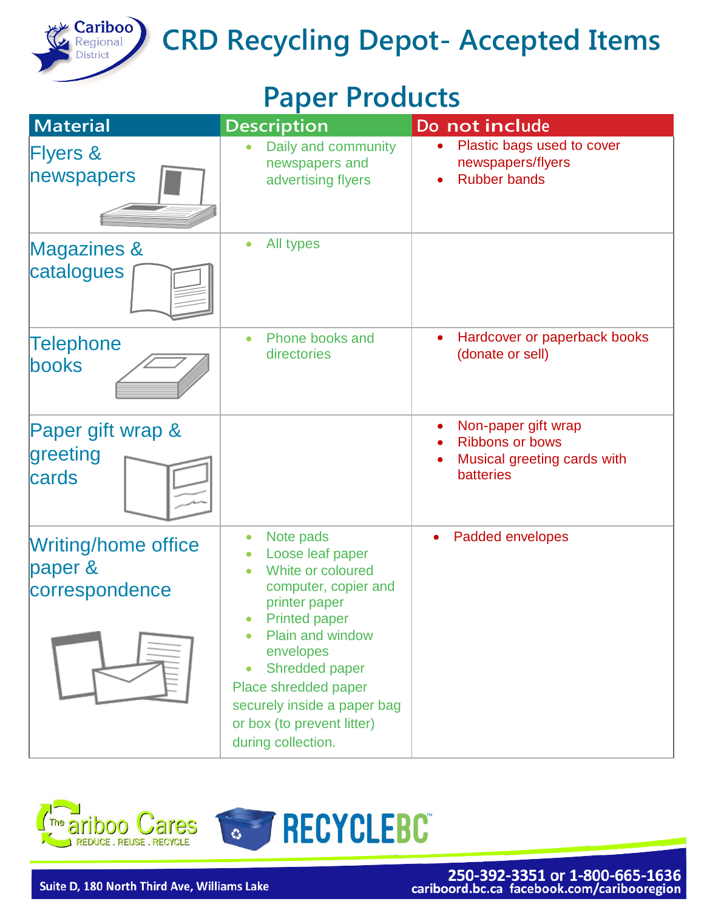# CRD Recycling Depot- Accepted Items

## Paper Products

| Material | Description | Do not include |
|---|---|---|
| Flyers & newspapers | • Daily and community newspapers and advertising flyers | • Plastic bags used to cover newspapers/flyers<br>• Rubber bands |
| Magazines & catalogues | • All types | |
| Telephone books | • Phone books and directories | • Hardcover or paperback books (donate or sell) |
| Paper gift wrap & greeting cards | | • Non-paper gift wrap<br>• Ribbons or bows<br>• Musical greeting cards with batteries |
| Writing/home office paper & correspondence | • Note pads<br>• Loose leaf paper<br>• White or coloured computer, copier and printer paper<br>• Printed paper<br>• Plain and window envelopes<br>• Shredded paper<br>Place shredded paper securely inside a paper bag or box (to prevent litter) during collection. | • Padded envelopes |

The Cariboo Cares REDUCE . REUSE . RECYCLE

RECYCLEBC™

Suite D, 180 North Third Ave, Williams Lake

250-392-3351 or 1-800-665-1636
cariboord.bc.ca facebook.com/caribooregion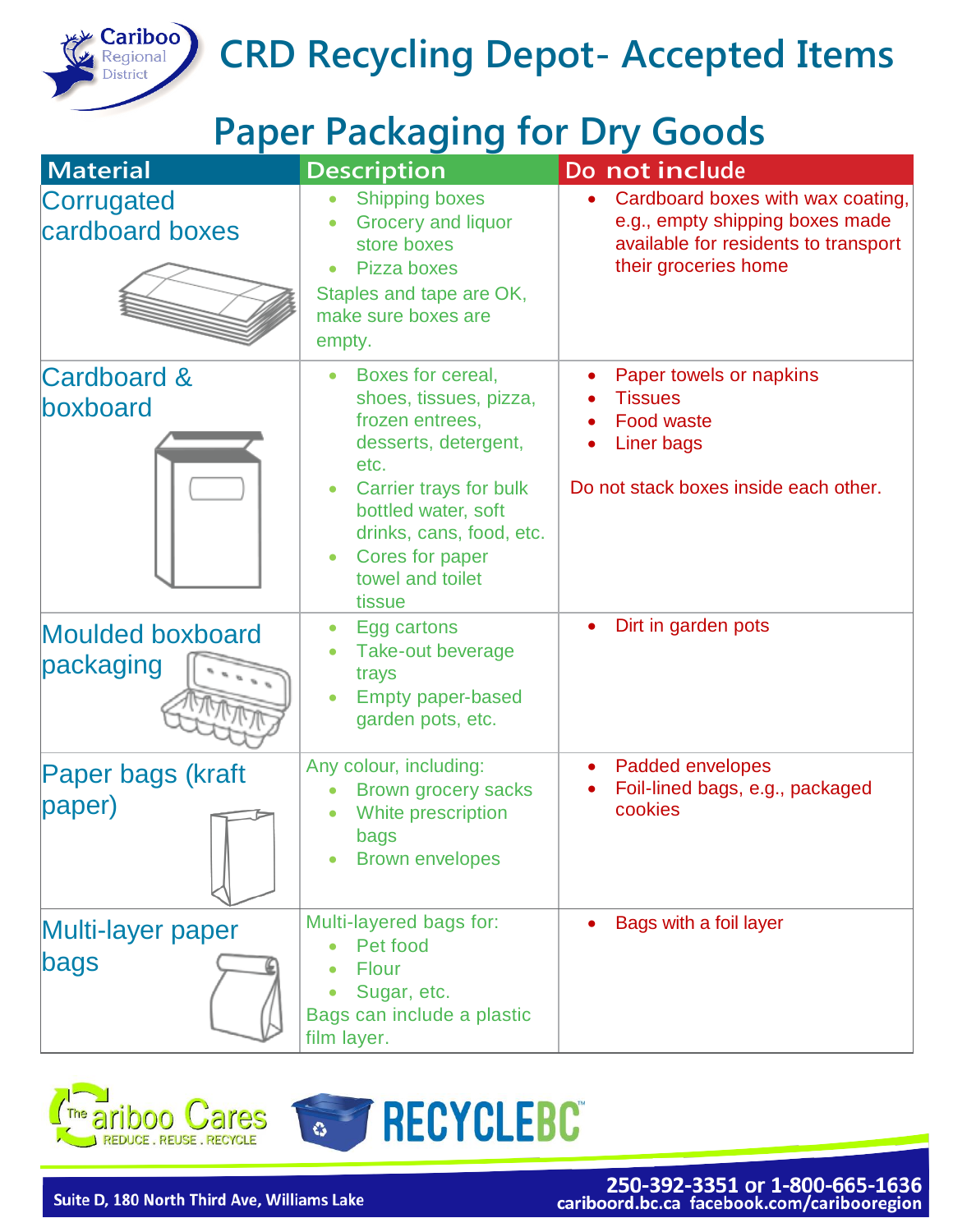# CRD Recycling Depot- Accepted Items

## Paper Packaging for Dry Goods

| Material | Description | Do not include |
|---|---|---|
| Corrugated cardboard boxes | • Shipping boxes<br>• Grocery and liquor store boxes<br>• Pizza boxes<br>Staples and tape are OK, make sure boxes are empty. | • Cardboard boxes with wax coating, e.g., empty shipping boxes made available for residents to transport their groceries home |
| Cardboard & boxboard | • Boxes for cereal, shoes, tissues, pizza, frozen entrees, desserts, detergent, etc.<br>• Carrier trays for bulk bottled water, soft drinks, cans, food, etc.<br>• Cores for paper towel and toilet tissue | • Paper towels or napkins<br>• Tissues<br>• Food waste<br>• Liner bags<br>Do not stack boxes inside each other. |
| Moulded boxboard packaging | • Egg cartons<br>• Take-out beverage trays<br>• Empty paper-based garden pots, etc. | • Dirt in garden pots |
| Paper bags (kraft paper) | Any colour, including:<br>• Brown grocery sacks<br>• White prescription bags<br>• Brown envelopes | • Padded envelopes<br>• Foil-lined bags, e.g., packaged cookies |
| Multi-layer paper bags | Multi-layered bags for:<br>• Pet food<br>• Flour<br>• Sugar, etc.<br>Bags can include a plastic film layer. | • Bags with a foil layer |

The Cariboo Cares — REDUCE . REUSE . RECYCLE

RECYCLEBC™

Suite D, 180 North Third Ave, Williams Lake

250-392-3351 or 1-800-665-1636
cariboord.bc.ca facebook.com/caribooregion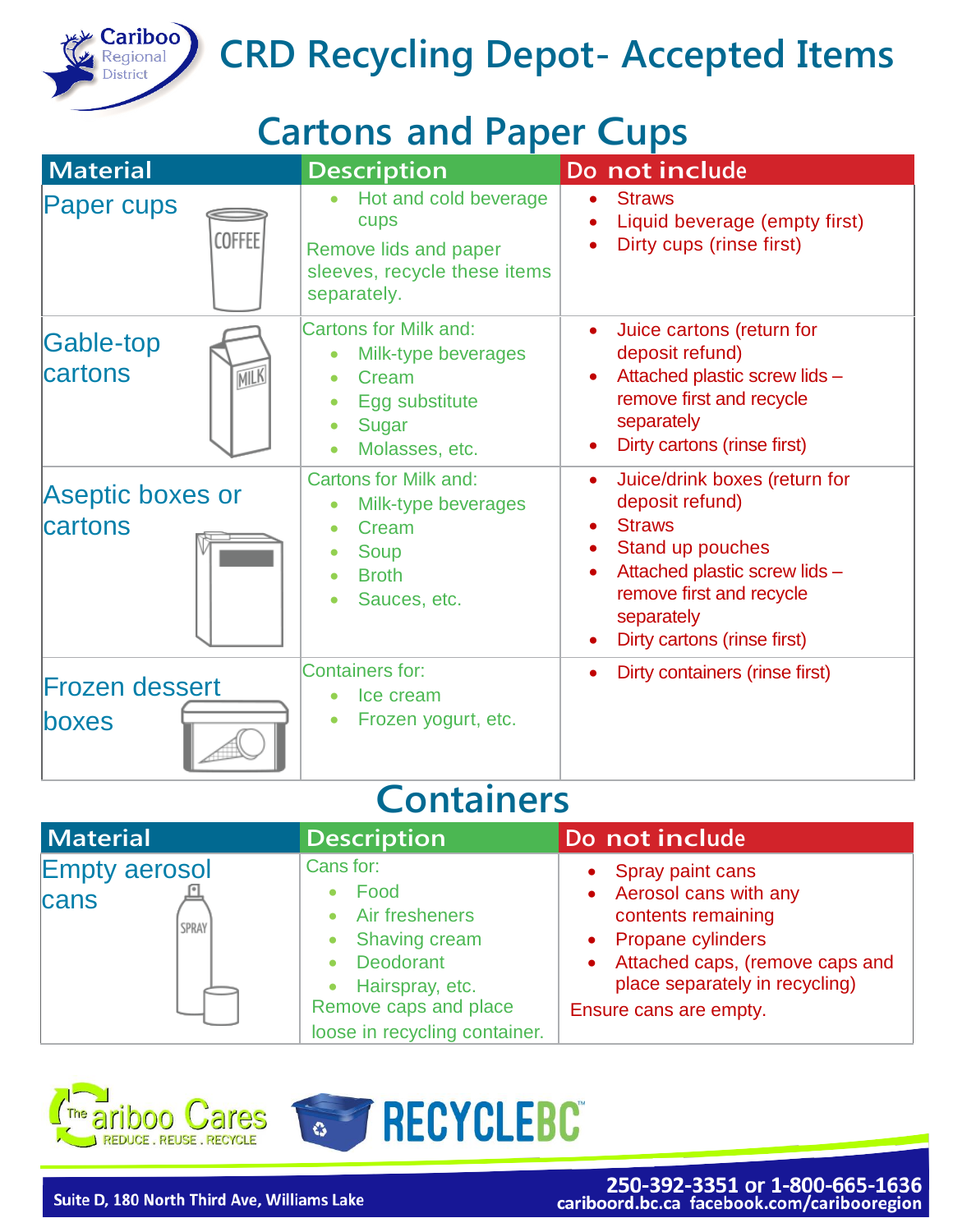# CRD Recycling Depot- Accepted Items

## Cartons and Paper Cups

| Material | Description | Do not include |
|---|---|---|
| Paper cups | • Hot and cold beverage cups<br>Remove lids and paper sleeves, recycle these items separately. | • Straws<br>• Liquid beverage (empty first)<br>• Dirty cups (rinse first) |
| Gable-top cartons | Cartons for Milk and:<br>• Milk-type beverages<br>• Cream<br>• Egg substitute<br>• Sugar<br>• Molasses, etc. | • Juice cartons (return for deposit refund)<br>• Attached plastic screw lids – remove first and recycle separately<br>• Dirty cartons (rinse first) |
| Aseptic boxes or cartons | Cartons for Milk and:<br>• Milk-type beverages<br>• Cream<br>• Soup<br>• Broth<br>• Sauces, etc. | • Juice/drink boxes (return for deposit refund)<br>• Straws<br>• Stand up pouches<br>• Attached plastic screw lids – remove first and recycle separately<br>• Dirty cartons (rinse first) |
| Frozen dessert boxes | Containers for:<br>• Ice cream<br>• Frozen yogurt, etc. | • Dirty containers (rinse first) |

## Containers

| Material | Description | Do not include |
|---|---|---|
| Empty aerosol cans | Cans for:<br>• Food<br>• Air fresheners<br>• Shaving cream<br>• Deodorant<br>• Hairspray, etc.<br>Remove caps and place loose in recycling container. | • Spray paint cans<br>• Aerosol cans with any contents remaining<br>• Propane cylinders<br>• Attached caps, (remove caps and place separately in recycling)<br>Ensure cans are empty. |

The Cariboo Cares REDUCE . REUSE . RECYCLE

RECYCLEBC

Suite D, 180 North Third Ave, Williams Lake

250-392-3351 or 1-800-665-1636
cariboord.bc.ca facebook.com/caribooregion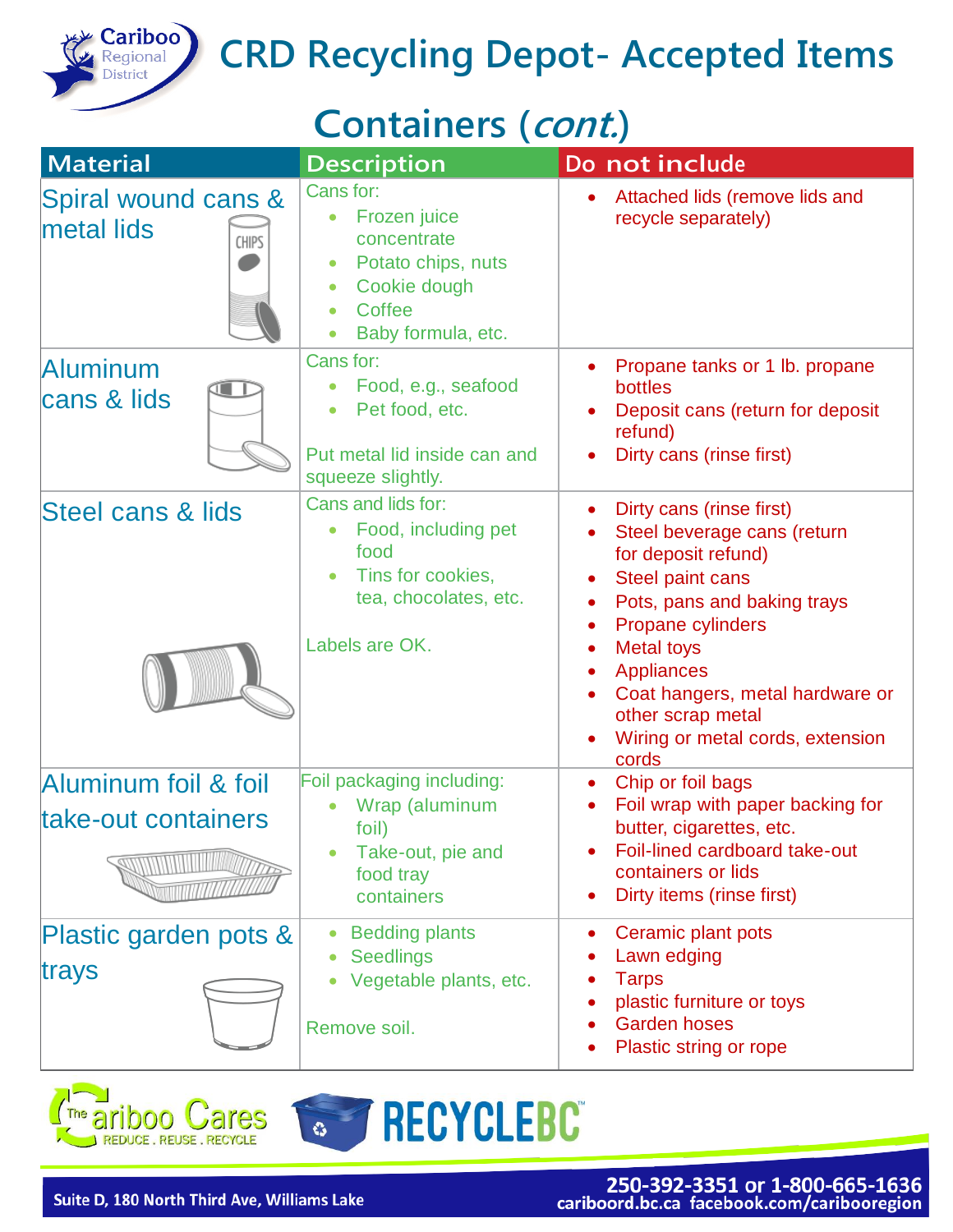# CRD Recycling Depot- Accepted Items

## Containers (*cont.*)

| Material | Description | Do not include |
|---|---|---|
| Spiral wound cans & metal lids | Cans for:<br>• Frozen juice concentrate<br>• Potato chips, nuts<br>• Cookie dough<br>• Coffee<br>• Baby formula, etc. | • Attached lids (remove lids and recycle separately) |
| Aluminum cans & lids | Cans for:<br>• Food, e.g., seafood<br>• Pet food, etc.<br><br>Put metal lid inside can and squeeze slightly. | • Propane tanks or 1 lb. propane bottles<br>• Deposit cans (return for deposit refund)<br>• Dirty cans (rinse first) |
| Steel cans & lids | Cans and lids for:<br>• Food, including pet food<br>• Tins for cookies, tea, chocolates, etc.<br><br>Labels are OK. | • Dirty cans (rinse first)<br>• Steel beverage cans (return for deposit refund)<br>• Steel paint cans<br>• Pots, pans and baking trays<br>• Propane cylinders<br>• Metal toys<br>• Appliances<br>• Coat hangers, metal hardware or other scrap metal<br>• Wiring or metal cords, extension cords |
| Aluminum foil & foil take-out containers | Foil packaging including:<br>• Wrap (aluminum foil)<br>• Take-out, pie and food tray containers | • Chip or foil bags<br>• Foil wrap with paper backing for butter, cigarettes, etc.<br>• Foil-lined cardboard take-out containers or lids<br>• Dirty items (rinse first) |
| Plastic garden pots & trays | • Bedding plants<br>• Seedlings<br>• Vegetable plants, etc.<br><br>Remove soil. | • Ceramic plant pots<br>• Lawn edging<br>• Tarps<br>• plastic furniture or toys<br>• Garden hoses<br>• Plastic string or rope |

The Cariboo Cares — REDUCE . REUSE . RECYCLE

RECYCLEBC

Suite D, 180 North Third Ave, Williams Lake

250-392-3351 or 1-800-665-1636
cariboord.bc.ca facebook.com/caribooregion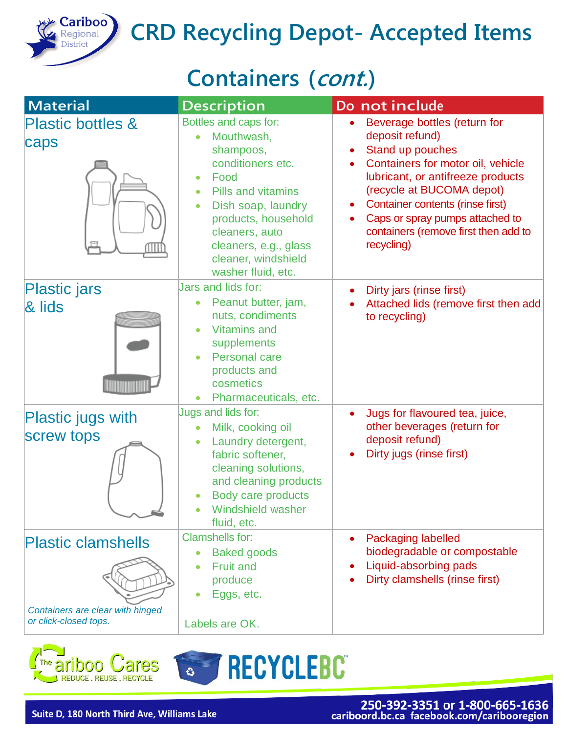# CRD Recycling Depot- Accepted Items

## Containers (*cont.*)

| Material | Description | Do not include |
|---|---|---|
| Plastic bottles & caps | Bottles and caps for:<br>• Mouthwash, shampoos, conditioners etc.<br>• Food<br>• Pills and vitamins<br>• Dish soap, laundry products, household cleaners, auto cleaners, e.g., glass cleaner, windshield washer fluid, etc. | • Beverage bottles (return for deposit refund)<br>• Stand up pouches<br>• Containers for motor oil, vehicle lubricant, or antifreeze products (recycle at BUCOMA depot)<br>• Container contents (rinse first)<br>• Caps or spray pumps attached to containers (remove first then add to recycling) |
| Plastic jars & lids | Jars and lids for:<br>• Peanut butter, jam, nuts, condiments<br>• Vitamins and supplements<br>• Personal care products and cosmetics<br>• Pharmaceuticals, etc. | • Dirty jars (rinse first)<br>• Attached lids (remove first then add to recycling) |
| Plastic jugs with screw tops | Jugs and lids for:<br>• Milk, cooking oil<br>• Laundry detergent, fabric softener, cleaning solutions, and cleaning products<br>• Body care products<br>• Windshield washer fluid, etc. | • Jugs for flavoured tea, juice, other beverages (return for deposit refund)<br>• Dirty jugs (rinse first) |
| Plastic clamshells<br><br>*Containers are clear with hinged or click-closed tops.* | Clamshells for:<br>• Baked goods<br>• Fruit and produce<br>• Eggs, etc.<br><br>Labels are OK. | • Packaging labelled biodegradable or compostable<br>• Liquid-absorbing pads<br>• Dirty clamshells (rinse first) |

The Cariboo Cares — REDUCE . REUSE . RECYCLE

RECYCLEBC

Suite D, 180 North Third Ave, Williams Lake

250-392-3351 or 1-800-665-1636
cariboord.bc.ca facebook.com/caribooregion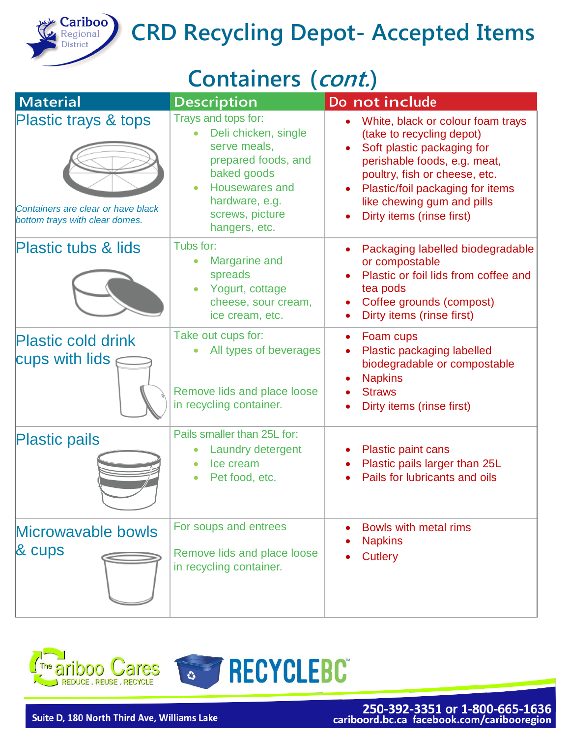# CRD Recycling Depot- Accepted Items

## Containers (*cont.*)

| Material | Description | Do not include |
| --- | --- | --- |
| Plastic trays & tops<br><br>*Containers are clear or have black bottom trays with clear domes.* | Trays and tops for:<br>• Deli chicken, single serve meals, prepared foods, and baked goods<br>• Housewares and hardware, e.g. screws, picture hangers, etc. | • White, black or colour foam trays (take to recycling depot)<br>• Soft plastic packaging for perishable foods, e.g. meat, poultry, fish or cheese, etc.<br>• Plastic/foil packaging for items like chewing gum and pills<br>• Dirty items (rinse first) |
| Plastic tubs & lids | Tubs for:<br>• Margarine and spreads<br>• Yogurt, cottage cheese, sour cream, ice cream, etc. | • Packaging labelled biodegradable or compostable<br>• Plastic or foil lids from coffee and tea pods<br>• Coffee grounds (compost)<br>• Dirty items (rinse first) |
| Plastic cold drink cups with lids | Take out cups for:<br>• All types of beverages<br><br>Remove lids and place loose in recycling container. | • Foam cups<br>• Plastic packaging labelled biodegradable or compostable<br>• Napkins<br>• Straws<br>• Dirty items (rinse first) |
| Plastic pails | Pails smaller than 25L for:<br>• Laundry detergent<br>• Ice cream<br>• Pet food, etc. | • Plastic paint cans<br>• Plastic pails larger than 25L<br>• Pails for lubricants and oils |
| Microwavable bowls & cups | For soups and entrees<br><br>Remove lids and place loose in recycling container. | • Bowls with metal rims<br>• Napkins<br>• Cutlery |

The Cariboo Cares — REDUCE . REUSE . RECYCLE

RECYCLEBC

Suite D, 180 North Third Ave, Williams Lake

250-392-3351 or 1-800-665-1636
cariboord.bc.ca facebook.com/caribooregion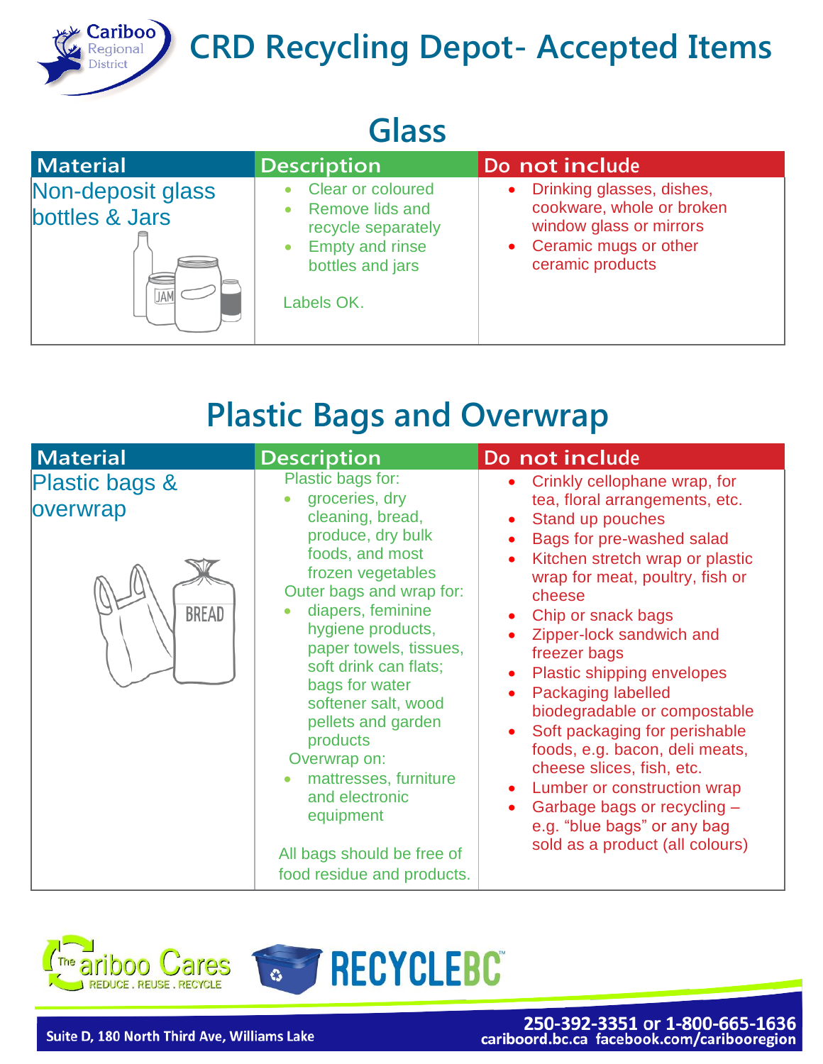# CRD Recycling Depot- Accepted Items

## Glass

| Material | Description | Do not include |
|---|---|---|
| Non-deposit glass bottles & Jars | • Clear or coloured<br>• Remove lids and recycle separately<br>• Empty and rinse bottles and jars<br><br>Labels OK. | • Drinking glasses, dishes, cookware, whole or broken window glass or mirrors<br>• Ceramic mugs or other ceramic products |

## Plastic Bags and Overwrap

| Material | Description | Do not include |
|---|---|---|
| Plastic bags & overwrap | Plastic bags for:<br>• groceries, dry cleaning, bread, produce, dry bulk foods, and most frozen vegetables<br>Outer bags and wrap for:<br>• diapers, feminine hygiene products, paper towels, tissues, soft drink can flats; bags for water softener salt, wood pellets and garden products<br>Overwrap on:<br>• mattresses, furniture and electronic equipment<br><br>All bags should be free of food residue and products. | • Crinkly cellophane wrap, for tea, floral arrangements, etc.<br>• Stand up pouches<br>• Bags for pre-washed salad<br>• Kitchen stretch wrap or plastic wrap for meat, poultry, fish or cheese<br>• Chip or snack bags<br>• Zipper-lock sandwich and freezer bags<br>• Plastic shipping envelopes<br>• Packaging labelled biodegradable or compostable<br>• Soft packaging for perishable foods, e.g. bacon, deli meats, cheese slices, fish, etc.<br>• Lumber or construction wrap<br>• Garbage bags or recycling – e.g. "blue bags" or any bag sold as a product (all colours) |

The Cariboo Cares — REDUCE . REUSE . RECYCLE

RECYCLEBC

Suite D, 180 North Third Ave, Williams Lake

250-392-3351 or 1-800-665-1636
cariboord.bc.ca facebook.com/caribooregion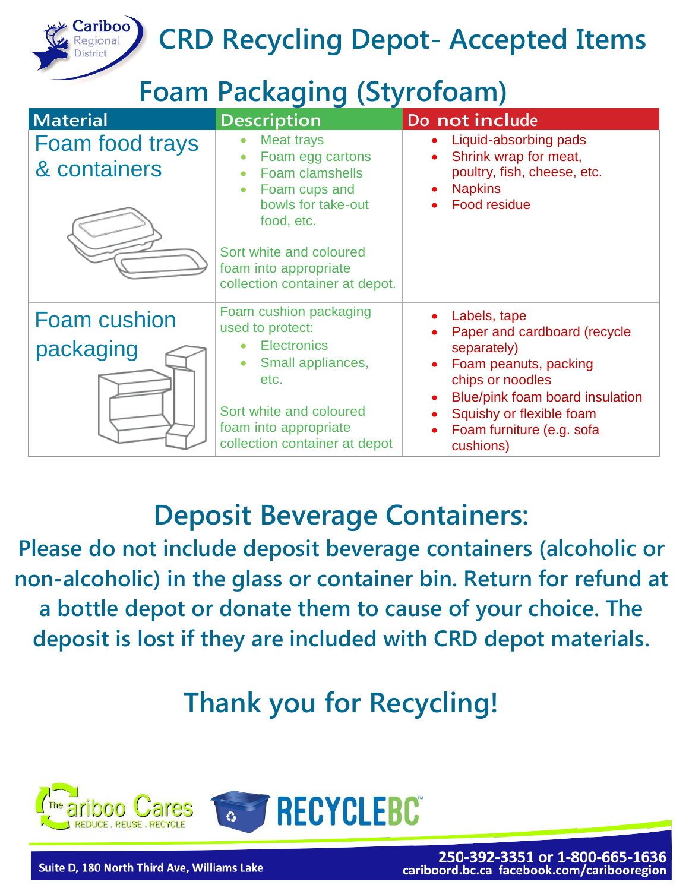# CRD Recycling Depot- Accepted Items

## Foam Packaging (Styrofoam)

| Material | Description | Do not include |
|---|---|---|
| Foam food trays & containers | • Meat trays<br>• Foam egg cartons<br>• Foam clamshells<br>• Foam cups and bowls for take-out food, etc.<br><br>Sort white and coloured foam into appropriate collection container at depot. | • Liquid-absorbing pads<br>• Shrink wrap for meat, poultry, fish, cheese, etc.<br>• Napkins<br>• Food residue |
| Foam cushion packaging | Foam cushion packaging used to protect:<br>• Electronics<br>• Small appliances, etc.<br><br>Sort white and coloured foam into appropriate collection container at depot | • Labels, tape<br>• Paper and cardboard (recycle separately)<br>• Foam peanuts, packing chips or noodles<br>• Blue/pink foam board insulation<br>• Squishy or flexible foam<br>• Foam furniture (e.g. sofa cushions) |

## Deposit Beverage Containers:

**Please do not include deposit beverage containers (alcoholic or non-alcoholic) in the glass or container bin. Return for refund at a bottle depot or donate them to cause of your choice. The deposit is lost if they are included with CRD depot materials.**

## Thank you for Recycling!

The Cariboo Cares REDUCE . REUSE . RECYCLE

RECYCLEBC™

Suite D, 180 North Third Ave, Williams Lake

250-392-3351 or 1-800-665-1636
cariboord.bc.ca facebook.com/caribooregion